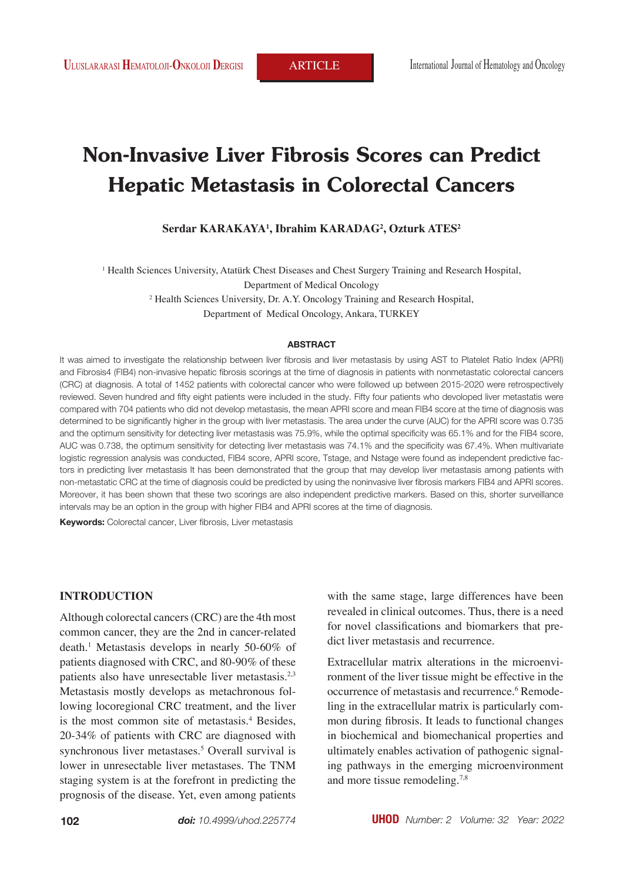# Non-Invasive Liver Fibrosis Scores can Predict Hepatic Metastasis in Colorectal Cancers

**Serdar KARAKAYA[1], Ibrahim KARADAG[2], Ozturk ATES[2]**

[1] Health Sciences University, Atatürk Chest Diseases and Chest Surgery Training and Research Hospital, Department of Medical Oncology

[2] Health Sciences University, Dr. A.Y. Oncology Training and Research Hospital, Department of Medical Oncology, Ankara, TURKEY

### ABSTRACT

It was aimed to investigate the relationship between liver fibrosis and liver metastasis by using AST to Platelet Ratio Index (APRI) and Fibrosis4 (FIB4) non-invasive hepatic fibrosis scorings at the time of diagnosis in patients with nonmetastatic colorectal cancers (CRC) at diagnosis. A total of 1452 patients with colorectal cancer who were followed up between 2015-2020 were retrospectively reviewed. Seven hundred and fifty eight patients were included in the study. Fifty four patients who developed liver metastatis were compared with 704 patients who did not develop metastasis, the mean APRI score and mean FIB4 score at the time of diagnosis was determined to be significantly higher in the group with liver metastasis. The area under the curve (AUC) for the APRI score was 0.735 and the optimum sensitivity for detecting liver metastasis was 75.9%, while the optimal specificity was 65.1% and for the FIB4 score, AUC was 0.738, the optimum sensitivity for detecting liver metastasis was 74.1% and the specificity was 67.4%. When multivariate logistic regression analysis was conducted, FIB4 score, APRI score, Tstage, and Nstage were found as independent predictive factors in predicting liver metastasis It has been demonstrated that the group that may develop liver metastasis among patients with non-metastatic CRC at the time of diagnosis could be predicted by using the noninvasive liver fibrosis markers FIB4 and APRI scores. Moreover, it has been shown that these two scorings are also independent predictive markers. Based on this, shorter surveillance intervals may be an option in the group with higher FIB4 and APRI scores at the time of diagnosis.

**Keywords:** Colorectal cancer, Liver fibrosis, Liver metastasis

## INTRODUCTION

Although colorectal cancers (CRC) are the 4th most common cancer, they are the 2nd in cancer-related death.[1] Metastasis develops in nearly 50-60% of patients diagnosed with CRC, and 80-90% of these patients also have unresectable liver metastasis.[2,3] Metastasis mostly develops as metachronous following locoregional CRC treatment, and the liver is the most common site of metastasis.[4] Besides, 20-34% of patients with CRC are diagnosed with synchronous liver metastases.[5] Overall survival is lower in unresectable liver metastases. The TNM staging system is at the forefront in predicting the prognosis of the disease. Yet, even among patients with the same stage, large differences have been revealed in clinical outcomes. Thus, there is a need for novel classifications and biomarkers that predict liver metastasis and recurrence.

Extracellular matrix alterations in the microenvironment of the liver tissue might be effective in the occurrence of metastasis and recurrence.[6] Remodeling in the extracellular matrix is particularly common during fibrosis. It leads to functional changes in biochemical and biomechanical properties and ultimately enables activation of pathogenic signaling pathways in the emerging microenvironment and more tissue remodeling.[7,8]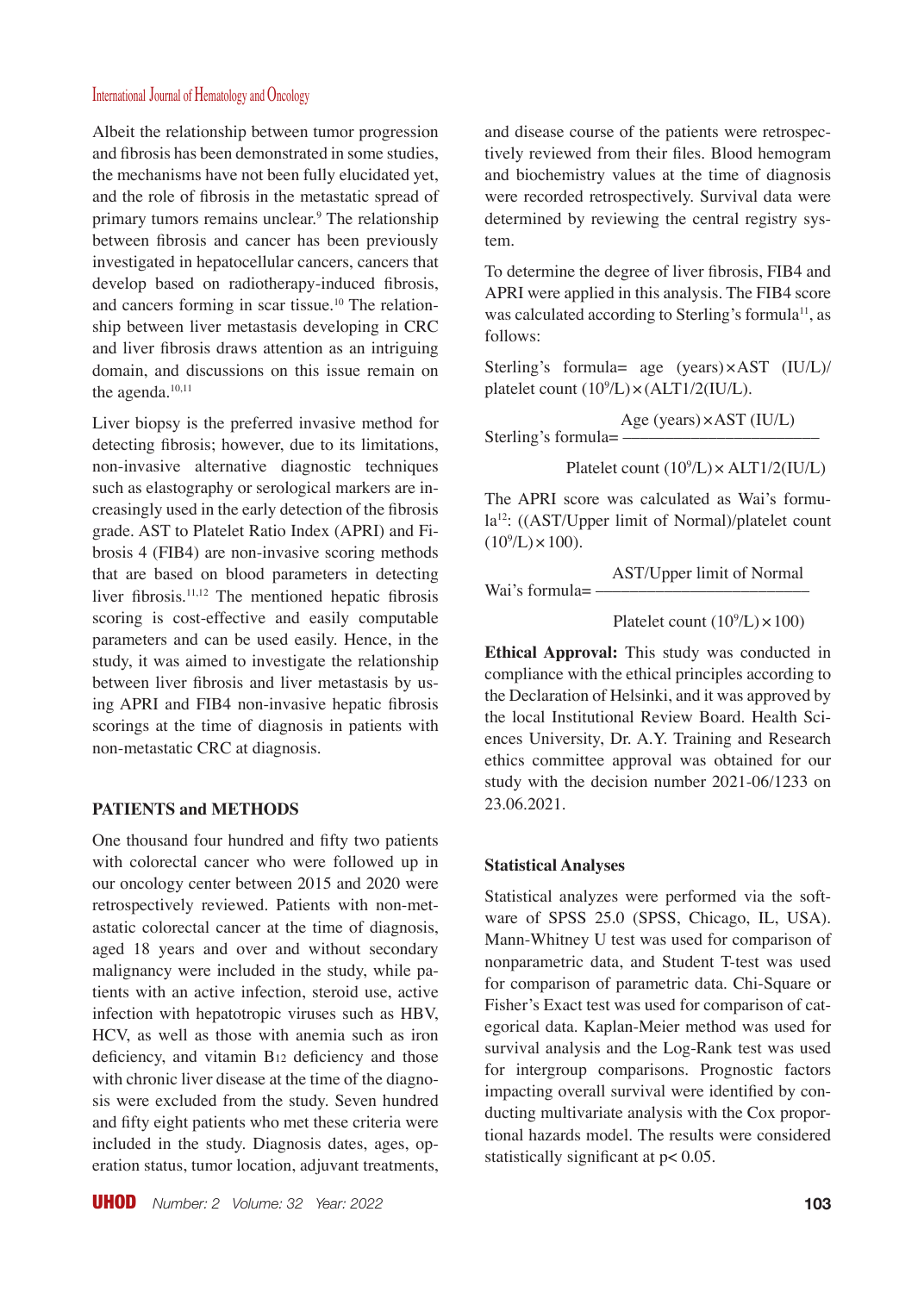Albeit the relationship between tumor progression and fibrosis has been demonstrated in some studies, the mechanisms have not been fully elucidated yet, and the role of fibrosis in the metastatic spread of primary tumors remains unclear.[9] The relationship between fibrosis and cancer has been previously investigated in hepatocellular cancers, cancers that develop based on radiotherapy-induced fibrosis, and cancers forming in scar tissue.[10] The relationship between liver metastasis developing in CRC and liver fibrosis draws attention as an intriguing domain, and discussions on this issue remain on the agenda.[10,11]

Liver biopsy is the preferred invasive method for detecting fibrosis; however, due to its limitations, non-invasive alternative diagnostic techniques such as elastography or serological markers are increasingly used in the early detection of the fibrosis grade. AST to Platelet Ratio Index (APRI) and Fibrosis 4 (FIB4) are non-invasive scoring methods that are based on blood parameters in detecting liver fibrosis.[11,12] The mentioned hepatic fibrosis scoring is cost-effective and easily computable parameters and can be used easily. Hence, in the study, it was aimed to investigate the relationship between liver fibrosis and liver metastasis by using APRI and FIB4 non-invasive hepatic fibrosis scorings at the time of diagnosis in patients with non-metastatic CRC at diagnosis.

## PATIENTS and METHODS

One thousand four hundred and fifty two patients with colorectal cancer who were followed up in our oncology center between 2015 and 2020 were retrospectively reviewed. Patients with non-metastatic colorectal cancer at the time of diagnosis, aged 18 years and over and without secondary malignancy were included in the study, while patients with an active infection, steroid use, active infection with hepatotropic viruses such as HBV, HCV, as well as those with anemia such as iron deficiency, and vitamin $B_{12}$ deficiency and those with chronic liver disease at the time of the diagnosis were excluded from the study. Seven hundred and fifty eight patients who met these criteria were included in the study. Diagnosis dates, ages, operation status, tumor location, adjuvant treatments, and disease course of the patients were retrospectively reviewed from their files. Blood hemogram and biochemistry values at the time of diagnosis were recorded retrospectively. Survival data were determined by reviewing the central registry system.

To determine the degree of liver fibrosis, FIB4 and APRI were applied in this analysis. The FIB4 score was calculated according to Sterling's formula[11], as follows:

Sterling's formula= age (years)×AST (IU/L)/ platelet count ($10^9$/L)×(ALT1/2(IU/L).

$$\text{Sterling's formula} = \frac{\text{Age (years)} \times \text{AST (IU/L)}}{\text{Platelet count } (10^9/\text{L}) \times \text{ALT1/2(IU/L)}}$$

The APRI score was calculated as Wai's formula[12]: ((AST/Upper limit of Normal)/platelet count ($10^9$/L)×100).

$$\text{Wai's formula} = \frac{\text{AST/Upper limit of Normal}}{\text{Platelet count } (10^9/\text{L}) \times 100)}$$

**Ethical Approval:** This study was conducted in compliance with the ethical principles according to the Declaration of Helsinki, and it was approved by the local Institutional Review Board. Health Sciences University, Dr. A.Y. Training and Research ethics committee approval was obtained for our study with the decision number 2021-06/1233 on 23.06.2021.

### Statistical Analyses

Statistical analyzes were performed via the software of SPSS 25.0 (SPSS, Chicago, IL, USA). Mann-Whitney U test was used for comparison of nonparametric data, and Student T-test was used for comparison of parametric data. Chi-Square or Fisher's Exact test was used for comparison of categorical data. Kaplan-Meier method was used for survival analysis and the Log-Rank test was used for intergroup comparisons. Prognostic factors impacting overall survival were identified by conducting multivariate analysis with the Cox proportional hazards model. The results were considered statistically significant at $p < 0.05$.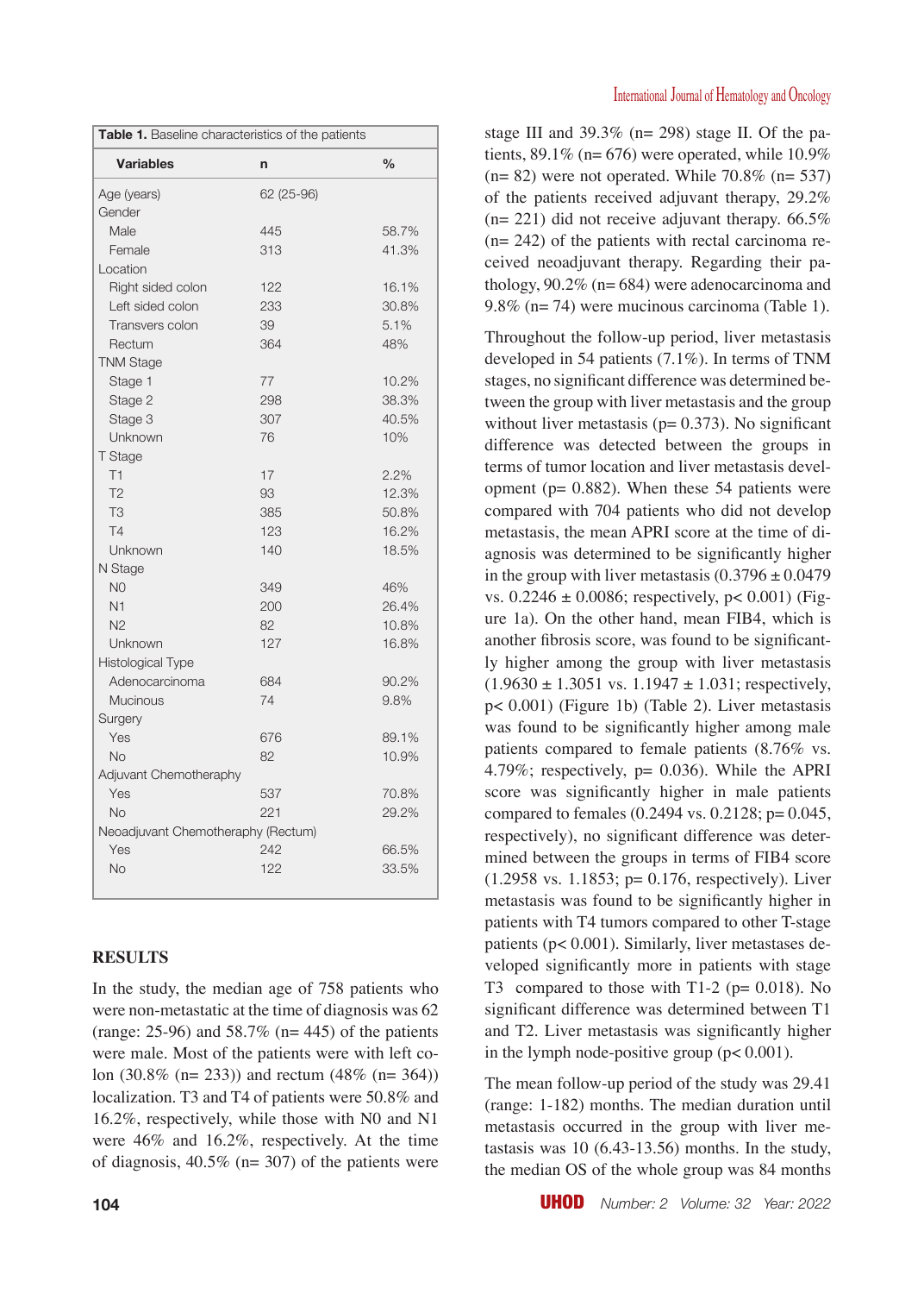**Table 1.** Baseline characteristics of the patients

| Variables | n | % |
|---|---|---|
| Age (years) | 62 (25-96) | |
| Gender | | |
| Male | 445 | 58.7% |
| Female | 313 | 41.3% |
| Location | | |
| Right sided colon | 122 | 16.1% |
| Left sided colon | 233 | 30.8% |
| Transvers colon | 39 | 5.1% |
| Rectum | 364 | 48% |
| TNM Stage | | |
| Stage 1 | 77 | 10.2% |
| Stage 2 | 298 | 38.3% |
| Stage 3 | 307 | 40.5% |
| Unknown | 76 | 10% |
| T Stage | | |
| T1 | 17 | 2.2% |
| T2 | 93 | 12.3% |
| T3 | 385 | 50.8% |
| T4 | 123 | 16.2% |
| Unknown | 140 | 18.5% |
| N Stage | | |
| N0 | 349 | 46% |
| N1 | 200 | 26.4% |
| N2 | 82 | 10.8% |
| Unknown | 127 | 16.8% |
| Histological Type | | |
| Adenocarcinoma | 684 | 90.2% |
| Mucinous | 74 | 9.8% |
| Surgery | | |
| Yes | 676 | 89.1% |
| No | 82 | 10.9% |
| Adjuvant Chemotheraphy | | |
| Yes | 537 | 70.8% |
| No | 221 | 29.2% |
| Neoadjuvant Chemotheraphy (Rectum) | | |
| Yes | 242 | 66.5% |
| No | 122 | 33.5% |

## RESULTS

In the study, the median age of 758 patients who were non-metastatic at the time of diagnosis was 62 (range: 25-96) and 58.7% (n= 445) of the patients were male. Most of the patients were with left colon (30.8% (n= 233)) and rectum (48% (n= 364)) localization. T3 and T4 of patients were 50.8% and 16.2%, respectively, while those with N0 and N1 were 46% and 16.2%, respectively. At the time of diagnosis, 40.5% (n= 307) of the patients were stage III and 39.3% (n= 298) stage II. Of the patients, 89.1% (n= 676) were operated, while 10.9% (n= 82) were not operated. While 70.8% (n= 537) of the patients received adjuvant therapy, 29.2% (n= 221) did not receive adjuvant therapy. 66.5% (n= 242) of the patients with rectal carcinoma received neoadjuvant therapy. Regarding their pathology, 90.2% (n= 684) were adenocarcinoma and 9.8% (n= 74) were mucinous carcinoma (Table 1).

Throughout the follow-up period, liver metastasis developed in 54 patients (7.1%). In terms of TNM stages, no significant difference was determined between the group with liver metastasis and the group without liver metastasis ($p= 0.373$). No significant difference was detected between the groups in terms of tumor location and liver metastasis development ($p= 0.882$). When these 54 patients were compared with 704 patients who did not develop metastasis, the mean APRI score at the time of diagnosis was determined to be significantly higher in the group with liver metastasis ($0.3796 \pm 0.0479$ vs. $0.2246 \pm 0.0086$; respectively, $p< 0.001$) (Figure 1a). On the other hand, mean FIB4, which is another fibrosis score, was found to be significantly higher among the group with liver metastasis ($1.9630 \pm 1.3051$ vs. $1.1947 \pm 1.031$; respectively, $p< 0.001$) (Figure 1b) (Table 2). Liver metastasis was found to be significantly higher among male patients compared to female patients (8.76% vs. 4.79%; respectively, $p= 0.036$). While the APRI score was significantly higher in male patients compared to females (0.2494 vs. 0.2128; $p= 0.045$, respectively), no significant difference was determined between the groups in terms of FIB4 score (1.2958 vs. 1.1853; $p= 0.176$, respectively). Liver metastasis was found to be significantly higher in patients with T4 tumors compared to other T-stage patients ($p< 0.001$). Similarly, liver metastases developed significantly more in patients with stage T3 compared to those with T1-2 ($p= 0.018$). No significant difference was determined between T1 and T2. Liver metastasis was significantly higher in the lymph node-positive group ($p< 0.001$).

The mean follow-up period of the study was 29.41 (range: 1-182) months. The median duration until metastasis occurred in the group with liver metastasis was 10 (6.43-13.56) months. In the study, the median OS of the whole group was 84 months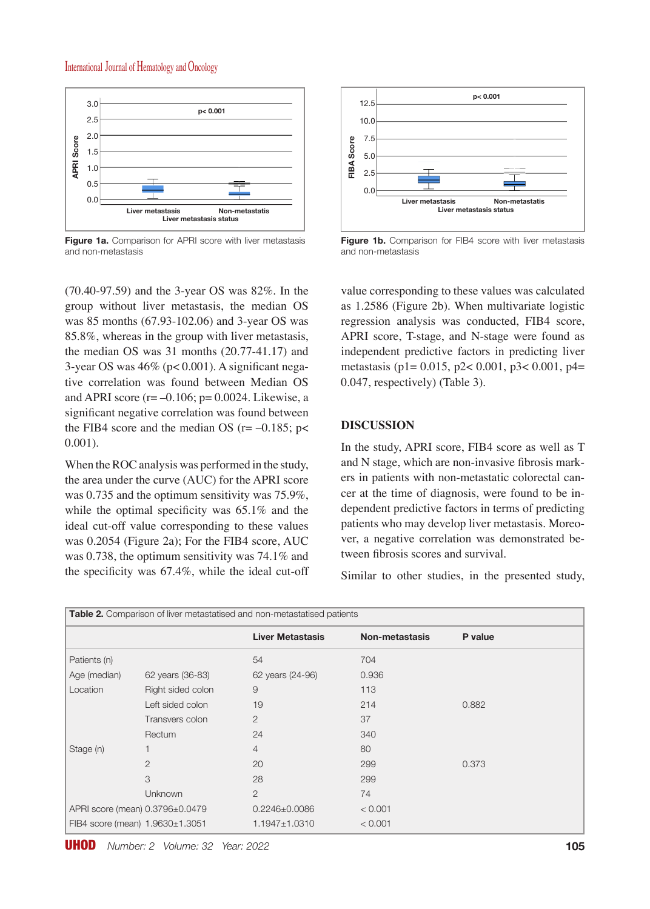3.0
2.5
2.0
1.5
1.0
0.5
0.0
APRI Score
p< 0.001
Liver metastasis
Non-metastatis
Liver metastasis status

**Figure 1a.** Comparison for APRI score with liver metastasis and non-metastasis

12.5
10.0
7.5
5.0
2.5
0.0
FIBA Score
p< 0.001
Liver metastasis
Non-metastatis
Liver metastasis status

**Figure 1b.** Comparison for FIB4 score with liver metastasis and non-metastasis

(70.40-97.59) and the 3-year OS was 82%. In the group without liver metastasis, the median OS was 85 months (67.93-102.06) and 3-year OS was 85.8%, whereas in the group with liver metastasis, the median OS was 31 months (20.77-41.17) and 3-year OS was 46% ($p< 0.001$). A significant negative correlation was found between Median OS and APRI score ($r= -0.106$; $p= 0.0024$. Likewise, a significant negative correlation was found between the FIB4 score and the median OS ($r= -0.185$; $p< 0.001$).

When the ROC analysis was performed in the study, the area under the curve (AUC) for the APRI score was 0.735 and the optimum sensitivity was 75.9%, while the optimal specificity was 65.1% and the ideal cut-off value corresponding to these values was 0.2054 (Figure 2a); For the FIB4 score, AUC was 0.738, the optimum sensitivity was 74.1% and the specificity was 67.4%, while the ideal cut-off value corresponding to these values was calculated as 1.2586 (Figure 2b). When multivariate logistic regression analysis was conducted, FIB4 score, APRI score, T-stage, and N-stage were found as independent predictive factors in predicting liver metastasis ($p1= 0.015$, $p2< 0.001$, $p3< 0.001$, $p4= 0.047$, respectively) (Table 3).

## DISCUSSION

In the study, APRI score, FIB4 score as well as T and N stage, which are non-invasive fibrosis markers in patients with non-metastatic colorectal cancer at the time of diagnosis, were found to be independent predictive factors in terms of predicting patients who may develop liver metastasis. Moreover, a negative correlation was demonstrated between fibrosis scores and survival.

Similar to other studies, in the presented study,

**Table 2.** Comparison of liver metastatised and non-metastatised patients

| | | Liver Metastasis | Non-metastasis | P value |
|---|---|---|---|---|
| Patients (n) | | 54 | 704 | |
| Age (median) | 62 years (36-83) | 62 years (24-96) | 0.936 | |
| Location | Right sided colon | 9 | 113 | |
| | Left sided colon | 19 | 214 | 0.882 |
| | Transvers colon | 2 | 37 | |
| | Rectum | 24 | 340 | |
| Stage (n) | 1 | 4 | 80 | |
| | 2 | 20 | 299 | 0.373 |
| | 3 | 28 | 299 | |
| | Unknown | 2 | 74 | |
| APRI score (mean) | 0.3796±0.0479 | 0.2246±0.0086 | < 0.001 | |
| FIB4 score (mean) | 1.9630±1.3051 | 1.1947±1.0310 | < 0.001 | |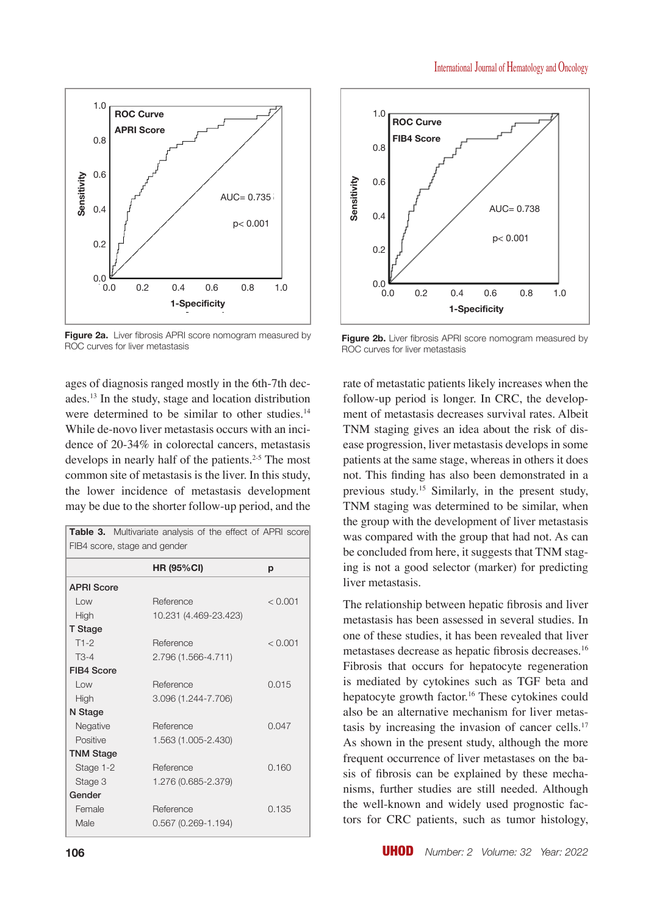ROC Curve
APRI Score
AUC= 0.735
p< 0.001
Sensitivity
1-Specificity
0.0 0.2 0.4 0.6 0.8 1.0

**Figure 2a.** Liver fibrosis APRI score nomogram measured by ROC curves for liver metastasis

ROC Curve
FIB4 Score
AUC= 0.738
p< 0.001
Sensitivity
1-Specificity
0.0 0.2 0.4 0.6 0.8 1.0

**Figure 2b.** Liver fibrosis APRI score nomogram measured by ROC curves for liver metastasis

ages of diagnosis ranged mostly in the 6th-7th decades.[13] In the study, stage and location distribution were determined to be similar to other studies.[14] While de-novo liver metastasis occurs with an incidence of 20-34% in colorectal cancers, metastasis develops in nearly half of the patients.[2-5] The most common site of metastasis is the liver. In this study, the lower incidence of metastasis development may be due to the shorter follow-up period, and the rate of metastatic patients likely increases when the follow-up period is longer. In CRC, the development of metastasis decreases survival rates. Albeit TNM staging gives an idea about the risk of disease progression, liver metastasis develops in some patients at the same stage, whereas in others it does not. This finding has also been demonstrated in a previous study.[15] Similarly, in the present study, TNM staging was determined to be similar, when the group with the development of liver metastasis was compared with the group that had not. As can be concluded from here, it suggests that TNM staging is not a good selector (marker) for predicting liver metastasis.

**Table 3.** Multivariate analysis of the effect of APRI score FIB4 score, stage and gender

| | HR (95%CI) | p |
|---|---|---|
| **APRI Score** | | |
| Low | Reference | < 0.001 |
| High | 10.231 (4.469-23.423) | |
| **T Stage** | | |
| T1-2 | Reference | < 0.001 |
| T3-4 | 2.796 (1.566-4.711) | |
| **FIB4 Score** | | |
| Low | Reference | 0.015 |
| High | 3.096 (1.244-7.706) | |
| **N Stage** | | |
| Negative | Reference | 0.047 |
| Positive | 1.563 (1.005-2.430) | |
| **TNM Stage** | | |
| Stage 1-2 | Reference | 0.160 |
| Stage 3 | 1.276 (0.685-2.379) | |
| **Gender** | | |
| Female | Reference | 0.135 |
| Male | 0.567 (0.269-1.194) | |

The relationship between hepatic fibrosis and liver metastasis has been assessed in several studies. In one of these studies, it has been revealed that liver metastases decrease as hepatic fibrosis decreases.[16] Fibrosis that occurs for hepatocyte regeneration is mediated by cytokines such as TGF beta and hepatocyte growth factor.[16] These cytokines could also be an alternative mechanism for liver metastasis by increasing the invasion of cancer cells.[17] As shown in the present study, although the more frequent occurrence of liver metastases on the basis of fibrosis can be explained by these mechanisms, further studies are still needed. Although the well-known and widely used prognostic factors for CRC patients, such as tumor histology,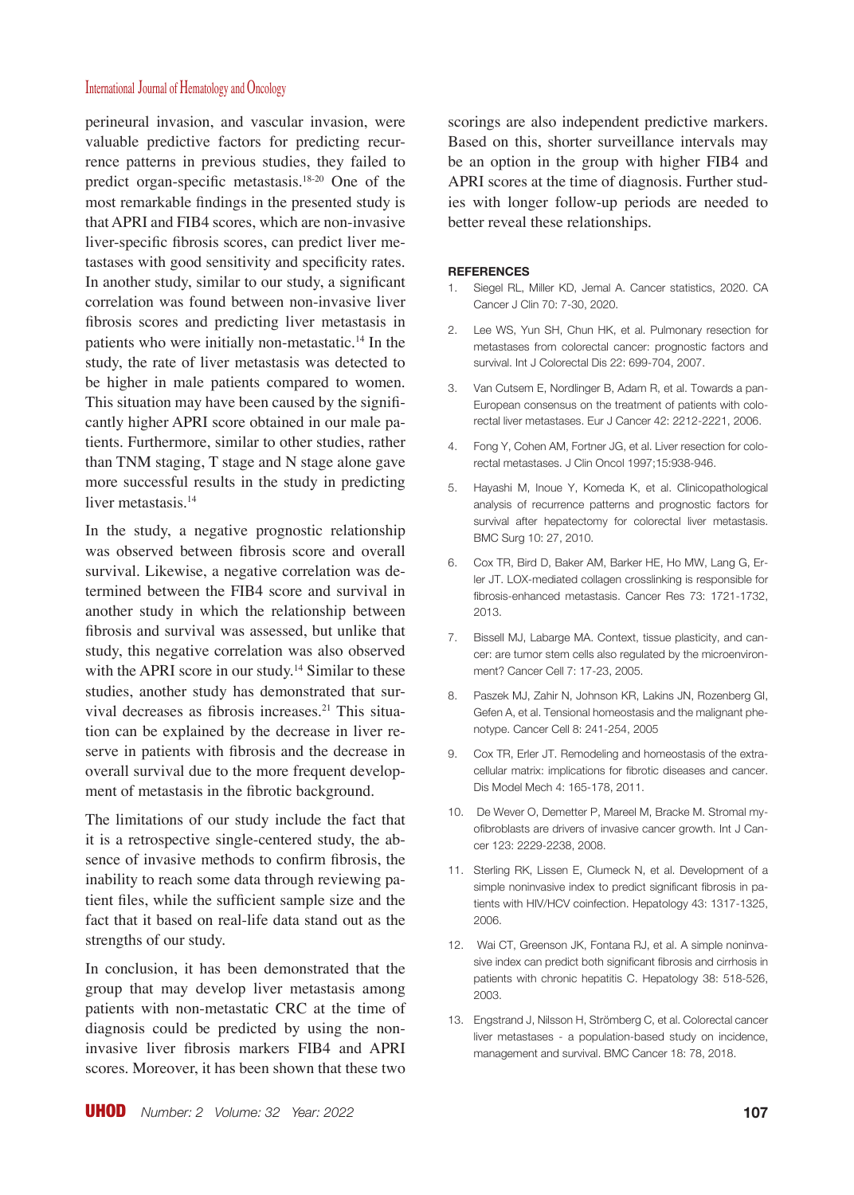perineural invasion, and vascular invasion, were valuable predictive factors for predicting recurrence patterns in previous studies, they failed to predict organ-specific metastasis.[18-20] One of the most remarkable findings in the presented study is that APRI and FIB4 scores, which are non-invasive liver-specific fibrosis scores, can predict liver metastases with good sensitivity and specificity rates. In another study, similar to our study, a significant correlation was found between non-invasive liver fibrosis scores and predicting liver metastasis in patients who were initially non-metastatic.[14] In the study, the rate of liver metastasis was detected to be higher in male patients compared to women. This situation may have been caused by the significantly higher APRI score obtained in our male patients. Furthermore, similar to other studies, rather than TNM staging, T stage and N stage alone gave more successful results in the study in predicting liver metastasis.[14]

In the study, a negative prognostic relationship was observed between fibrosis score and overall survival. Likewise, a negative correlation was determined between the FIB4 score and survival in another study in which the relationship between fibrosis and survival was assessed, but unlike that study, this negative correlation was also observed with the APRI score in our study.[14] Similar to these studies, another study has demonstrated that survival decreases as fibrosis increases.[21] This situation can be explained by the decrease in liver reserve in patients with fibrosis and the decrease in overall survival due to the more frequent development of metastasis in the fibrotic background.

The limitations of our study include the fact that it is a retrospective single-centered study, the absence of invasive methods to confirm fibrosis, the inability to reach some data through reviewing patient files, while the sufficient sample size and the fact that it based on real-life data stand out as the strengths of our study.

In conclusion, it has been demonstrated that the group that may develop liver metastasis among patients with non-metastatic CRC at the time of diagnosis could be predicted by using the non-invasive liver fibrosis markers FIB4 and APRI scores. Moreover, it has been shown that these two scorings are also independent predictive markers. Based on this, shorter surveillance intervals may be an option in the group with higher FIB4 and APRI scores at the time of diagnosis. Further studies with longer follow-up periods are needed to better reveal these relationships.

## REFERENCES

1. Siegel RL, Miller KD, Jemal A. Cancer statistics, 2020. CA Cancer J Clin 70: 7-30, 2020.
2. Lee WS, Yun SH, Chun HK, et al. Pulmonary resection for metastases from colorectal cancer: prognostic factors and survival. Int J Colorectal Dis 22: 699-704, 2007.
3. Van Cutsem E, Nordlinger B, Adam R, et al. Towards a pan-European consensus on the treatment of patients with colorectal liver metastases. Eur J Cancer 42: 2212-2221, 2006.
4. Fong Y, Cohen AM, Fortner JG, et al. Liver resection for colorectal metastases. J Clin Oncol 1997;15:938-946.
5. Hayashi M, Inoue Y, Komeda K, et al. Clinicopathological analysis of recurrence patterns and prognostic factors for survival after hepatectomy for colorectal liver metastasis. BMC Surg 10: 27, 2010.
6. Cox TR, Bird D, Baker AM, Barker HE, Ho MW, Lang G, Erler JT. LOX-mediated collagen crosslinking is responsible for fibrosis-enhanced metastasis. Cancer Res 73: 1721-1732, 2013.
7. Bissell MJ, Labarge MA. Context, tissue plasticity, and cancer: are tumor stem cells also regulated by the microenvironment? Cancer Cell 7: 17-23, 2005.
8. Paszek MJ, Zahir N, Johnson KR, Lakins JN, Rozenberg GI, Gefen A, et al. Tensional homeostasis and the malignant phenotype. Cancer Cell 8: 241-254, 2005
9. Cox TR, Erler JT. Remodeling and homeostasis of the extracellular matrix: implications for fibrotic diseases and cancer. Dis Model Mech 4: 165-178, 2011.
10. De Wever O, Demetter P, Mareel M, Bracke M. Stromal myofibroblasts are drivers of invasive cancer growth. Int J Cancer 123: 2229-2238, 2008.
11. Sterling RK, Lissen E, Clumeck N, et al. Development of a simple noninvasive index to predict significant fibrosis in patients with HIV/HCV coinfection. Hepatology 43: 1317-1325, 2006.
12. Wai CT, Greenson JK, Fontana RJ, et al. A simple noninvasive index can predict both significant fibrosis and cirrhosis in patients with chronic hepatitis C. Hepatology 38: 518-526, 2003.
13. Engstrand J, Nilsson H, Strömberg C, et al. Colorectal cancer liver metastases - a population-based study on incidence, management and survival. BMC Cancer 18: 78, 2018.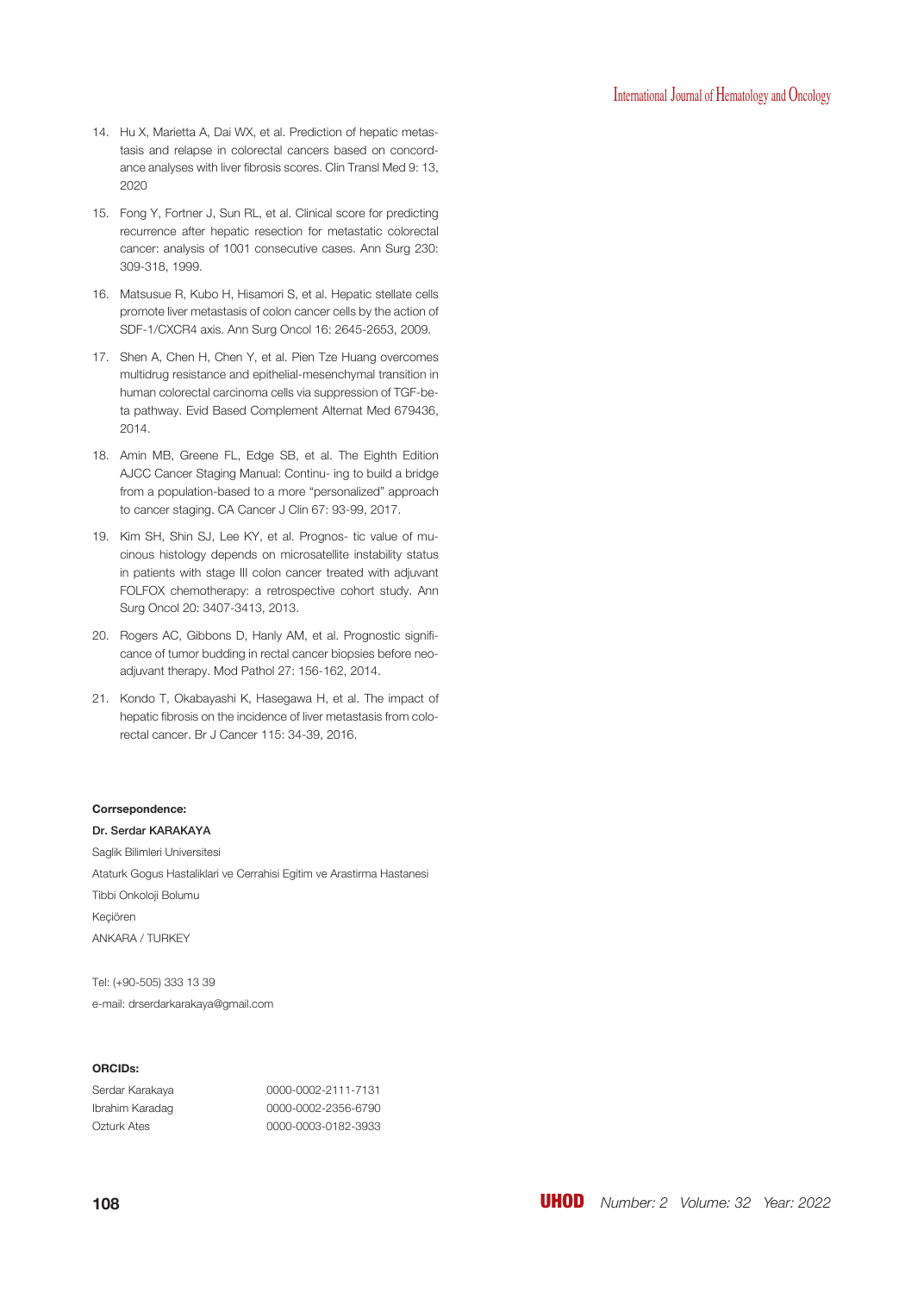14. Hu X, Marietta A, Dai WX, et al. Prediction of hepatic metastasis and relapse in colorectal cancers based on concordance analyses with liver fibrosis scores. Clin Transl Med 9: 13, 2020

15. Fong Y, Fortner J, Sun RL, et al. Clinical score for predicting recurrence after hepatic resection for metastatic colorectal cancer: analysis of 1001 consecutive cases. Ann Surg 230: 309-318, 1999.

16. Matsusue R, Kubo H, Hisamori S, et al. Hepatic stellate cells promote liver metastasis of colon cancer cells by the action of SDF-1/CXCR4 axis. Ann Surg Oncol 16: 2645-2653, 2009.

17. Shen A, Chen H, Chen Y, et al. Pien Tze Huang overcomes multidrug resistance and epithelial-mesenchymal transition in human colorectal carcinoma cells via suppression of TGF-beta pathway. Evid Based Complement Alternat Med 679436, 2014.

18. Amin MB, Greene FL, Edge SB, et al. The Eighth Edition AJCC Cancer Staging Manual: Continu- ing to build a bridge from a population-based to a more "personalized" approach to cancer staging. CA Cancer J Clin 67: 93-99, 2017.

19. Kim SH, Shin SJ, Lee KY, et al. Prognos- tic value of mucinous histology depends on microsatellite instability status in patients with stage III colon cancer treated with adjuvant FOLFOX chemotherapy: a retrospective cohort study. Ann Surg Oncol 20: 3407-3413, 2013.

20. Rogers AC, Gibbons D, Hanly AM, et al. Prognostic significance of tumor budding in rectal cancer biopsies before neoadjuvant therapy. Mod Pathol 27: 156-162, 2014.

21. Kondo T, Okabayashi K, Hasegawa H, et al. The impact of hepatic fibrosis on the incidence of liver metastasis from colorectal cancer. Br J Cancer 115: 34-39, 2016.

**Corrsepondence:**

**Dr. Serdar KARAKAYA**

Saglik Bilimleri Universitesi

Ataturk Gogus Hastaliklari ve Cerrahisi Egitim ve Arastirma Hastanesi

Tibbi Onkoloji Bolumu

Keçiören

ANKARA / TURKEY

Tel: (+90-505) 333 13 39

e-mail: drserdarkarakaya@gmail.com

**ORCIDs:**

| | |
|---|---|
| Serdar Karakaya | 0000-0002-2111-7131 |
| Ibrahim Karadag | 0000-0002-2356-6790 |
| Ozturk Ates | 0000-0003-0182-3933 |